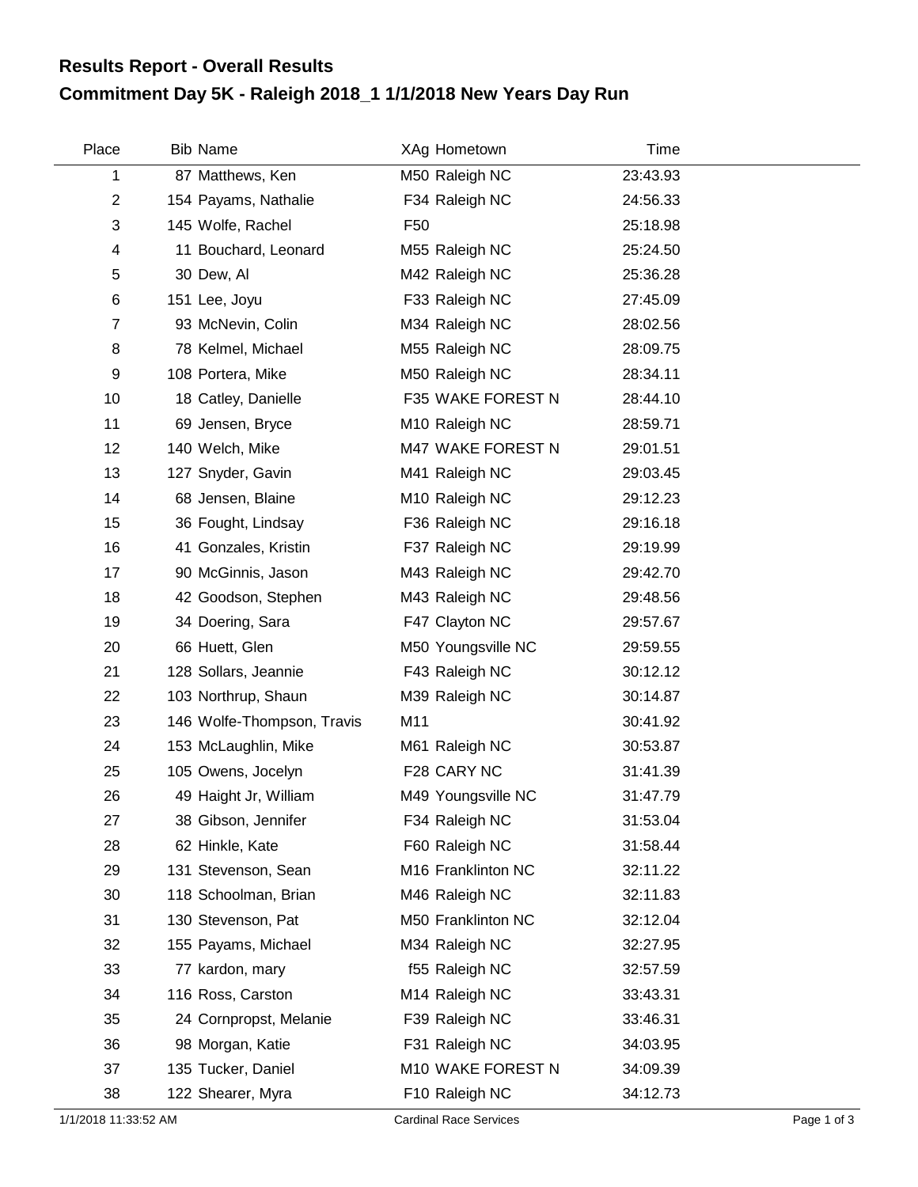# Results Report - Overall Results

## Commitment Day 5K - Raleigh 2018_1 1/1/2018 New Years Day Run

| Place | Bib | Name | XAg | Hometown | Time |
|---|---|---|---|---|---|
| 1 | 87 | Matthews, Ken | M50 | Raleigh NC | 23:43.93 |
| 2 | 154 | Payams, Nathalie | F34 | Raleigh NC | 24:56.33 |
| 3 | 145 | Wolfe, Rachel | F50 | | 25:18.98 |
| 4 | 11 | Bouchard, Leonard | M55 | Raleigh NC | 25:24.50 |
| 5 | 30 | Dew, Al | M42 | Raleigh NC | 25:36.28 |
| 6 | 151 | Lee, Joyu | F33 | Raleigh NC | 27:45.09 |
| 7 | 93 | McNevin, Colin | M34 | Raleigh NC | 28:02.56 |
| 8 | 78 | Kelmel, Michael | M55 | Raleigh NC | 28:09.75 |
| 9 | 108 | Portera, Mike | M50 | Raleigh NC | 28:34.11 |
| 10 | 18 | Catley, Danielle | F35 | WAKE FOREST N | 28:44.10 |
| 11 | 69 | Jensen, Bryce | M10 | Raleigh NC | 28:59.71 |
| 12 | 140 | Welch, Mike | M47 | WAKE FOREST N | 29:01.51 |
| 13 | 127 | Snyder, Gavin | M41 | Raleigh NC | 29:03.45 |
| 14 | 68 | Jensen, Blaine | M10 | Raleigh NC | 29:12.23 |
| 15 | 36 | Fought, Lindsay | F36 | Raleigh NC | 29:16.18 |
| 16 | 41 | Gonzales, Kristin | F37 | Raleigh NC | 29:19.99 |
| 17 | 90 | McGinnis, Jason | M43 | Raleigh NC | 29:42.70 |
| 18 | 42 | Goodson, Stephen | M43 | Raleigh NC | 29:48.56 |
| 19 | 34 | Doering, Sara | F47 | Clayton NC | 29:57.67 |
| 20 | 66 | Huett, Glen | M50 | Youngsville NC | 29:59.55 |
| 21 | 128 | Sollars, Jeannie | F43 | Raleigh NC | 30:12.12 |
| 22 | 103 | Northrup, Shaun | M39 | Raleigh NC | 30:14.87 |
| 23 | 146 | Wolfe-Thompson, Travis | M11 | | 30:41.92 |
| 24 | 153 | McLaughlin, Mike | M61 | Raleigh NC | 30:53.87 |
| 25 | 105 | Owens, Jocelyn | F28 | CARY NC | 31:41.39 |
| 26 | 49 | Haight Jr, William | M49 | Youngsville NC | 31:47.79 |
| 27 | 38 | Gibson, Jennifer | F34 | Raleigh NC | 31:53.04 |
| 28 | 62 | Hinkle, Kate | F60 | Raleigh NC | 31:58.44 |
| 29 | 131 | Stevenson, Sean | M16 | Franklinton NC | 32:11.22 |
| 30 | 118 | Schoolman, Brian | M46 | Raleigh NC | 32:11.83 |
| 31 | 130 | Stevenson, Pat | M50 | Franklinton NC | 32:12.04 |
| 32 | 155 | Payams, Michael | M34 | Raleigh NC | 32:27.95 |
| 33 | 77 | kardon, mary | f55 | Raleigh NC | 32:57.59 |
| 34 | 116 | Ross, Carston | M14 | Raleigh NC | 33:43.31 |
| 35 | 24 | Cornpropst, Melanie | F39 | Raleigh NC | 33:46.31 |
| 36 | 98 | Morgan, Katie | F31 | Raleigh NC | 34:03.95 |
| 37 | 135 | Tucker, Daniel | M10 | WAKE FOREST N | 34:09.39 |
| 38 | 122 | Shearer, Myra | F10 | Raleigh NC | 34:12.73 |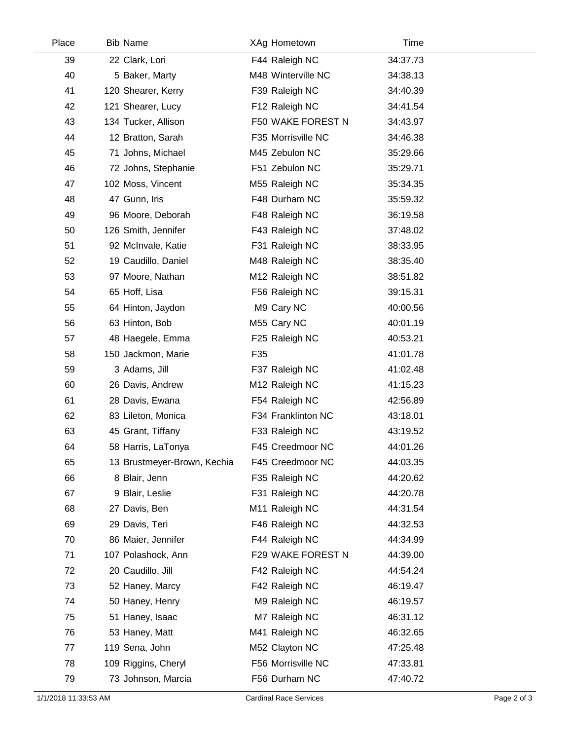| Place | Bib | Name | XAg | Hometown | Time |
|---|---|---|---|---|---|
| 39 | 22 | Clark, Lori | F44 | Raleigh NC | 34:37.73 |
| 40 | 5 | Baker, Marty | M48 | Winterville NC | 34:38.13 |
| 41 | 120 | Shearer, Kerry | F39 | Raleigh NC | 34:40.39 |
| 42 | 121 | Shearer, Lucy | F12 | Raleigh NC | 34:41.54 |
| 43 | 134 | Tucker, Allison | F50 | WAKE FOREST N | 34:43.97 |
| 44 | 12 | Bratton, Sarah | F35 | Morrisville NC | 34:46.38 |
| 45 | 71 | Johns, Michael | M45 | Zebulon NC | 35:29.66 |
| 46 | 72 | Johns, Stephanie | F51 | Zebulon NC | 35:29.71 |
| 47 | 102 | Moss, Vincent | M55 | Raleigh NC | 35:34.35 |
| 48 | 47 | Gunn, Iris | F48 | Durham NC | 35:59.32 |
| 49 | 96 | Moore, Deborah | F48 | Raleigh NC | 36:19.58 |
| 50 | 126 | Smith, Jennifer | F43 | Raleigh NC | 37:48.02 |
| 51 | 92 | McInvale, Katie | F31 | Raleigh NC | 38:33.95 |
| 52 | 19 | Caudillo, Daniel | M48 | Raleigh NC | 38:35.40 |
| 53 | 97 | Moore, Nathan | M12 | Raleigh NC | 38:51.82 |
| 54 | 65 | Hoff, Lisa | F56 | Raleigh NC | 39:15.31 |
| 55 | 64 | Hinton, Jaydon | M9 | Cary NC | 40:00.56 |
| 56 | 63 | Hinton, Bob | M55 | Cary NC | 40:01.19 |
| 57 | 48 | Haegele, Emma | F25 | Raleigh NC | 40:53.21 |
| 58 | 150 | Jackmon, Marie | F35 | | 41:01.78 |
| 59 | 3 | Adams, Jill | F37 | Raleigh NC | 41:02.48 |
| 60 | 26 | Davis, Andrew | M12 | Raleigh NC | 41:15.23 |
| 61 | 28 | Davis, Ewana | F54 | Raleigh NC | 42:56.89 |
| 62 | 83 | Lileton, Monica | F34 | Franklinton NC | 43:18.01 |
| 63 | 45 | Grant, Tiffany | F33 | Raleigh NC | 43:19.52 |
| 64 | 58 | Harris, LaTonya | F45 | Creedmoor NC | 44:01.26 |
| 65 | 13 | Brustmeyer-Brown, Kechia | F45 | Creedmoor NC | 44:03.35 |
| 66 | 8 | Blair, Jenn | F35 | Raleigh NC | 44:20.62 |
| 67 | 9 | Blair, Leslie | F31 | Raleigh NC | 44:20.78 |
| 68 | 27 | Davis, Ben | M11 | Raleigh NC | 44:31.54 |
| 69 | 29 | Davis, Teri | F46 | Raleigh NC | 44:32.53 |
| 70 | 86 | Maier, Jennifer | F44 | Raleigh NC | 44:34.99 |
| 71 | 107 | Polashock, Ann | F29 | WAKE FOREST N | 44:39.00 |
| 72 | 20 | Caudillo, Jill | F42 | Raleigh NC | 44:54.24 |
| 73 | 52 | Haney, Marcy | F42 | Raleigh NC | 46:19.47 |
| 74 | 50 | Haney, Henry | M9 | Raleigh NC | 46:19.57 |
| 75 | 51 | Haney, Isaac | M7 | Raleigh NC | 46:31.12 |
| 76 | 53 | Haney, Matt | M41 | Raleigh NC | 46:32.65 |
| 77 | 119 | Sena, John | M52 | Clayton NC | 47:25.48 |
| 78 | 109 | Riggins, Cheryl | F56 | Morrisville NC | 47:33.81 |
| 79 | 73 | Johnson, Marcia | F56 | Durham NC | 47:40.72 |

1/1/2018 11:33:53 AM — Cardinal Race Services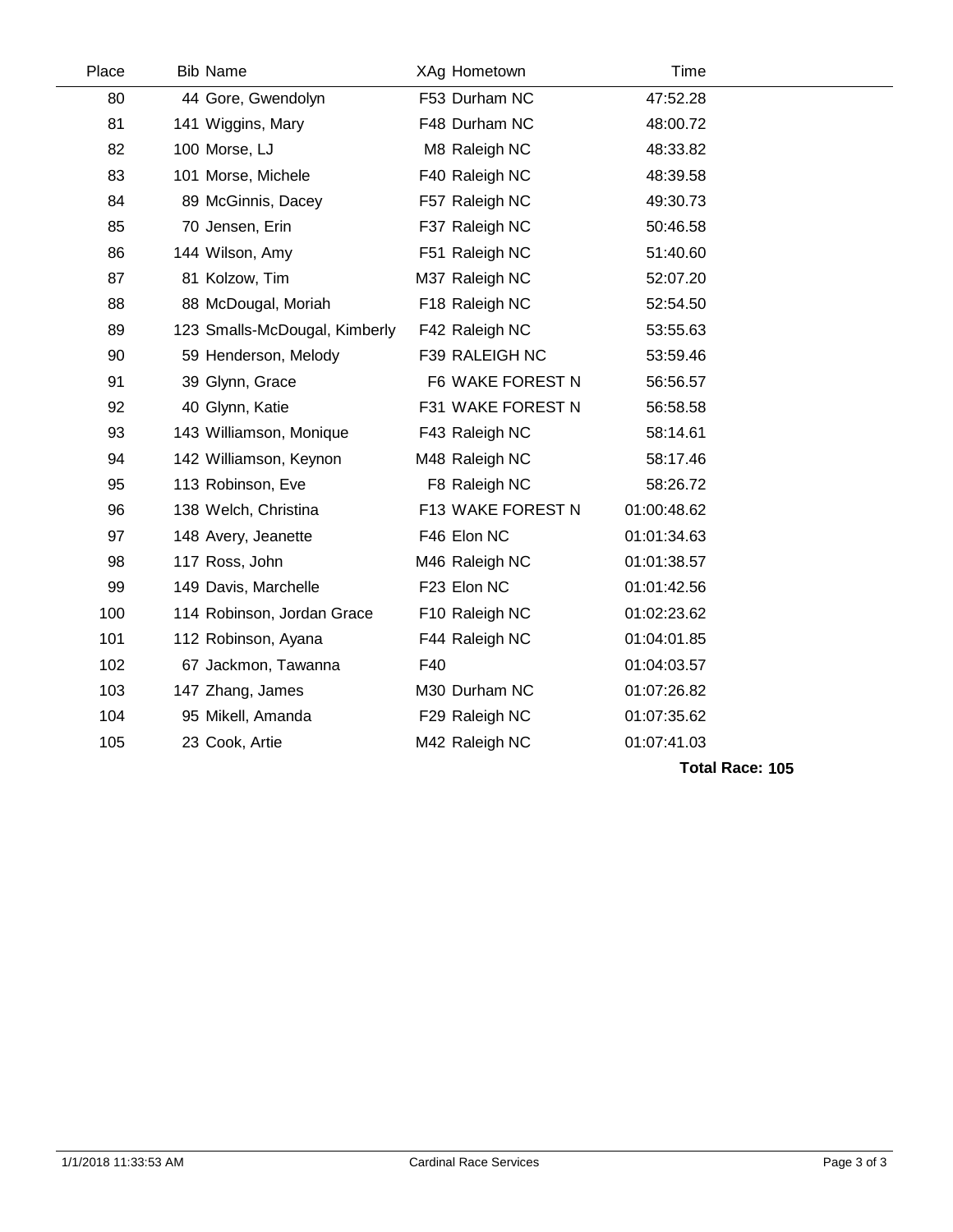| Place | Bib | Name | XAg | Hometown | Time |
|---|---|---|---|---|---|
| 80 | 44 | Gore, Gwendolyn | F53 | Durham NC | 47:52.28 |
| 81 | 141 | Wiggins, Mary | F48 | Durham NC | 48:00.72 |
| 82 | 100 | Morse, LJ | M8 | Raleigh NC | 48:33.82 |
| 83 | 101 | Morse, Michele | F40 | Raleigh NC | 48:39.58 |
| 84 | 89 | McGinnis, Dacey | F57 | Raleigh NC | 49:30.73 |
| 85 | 70 | Jensen, Erin | F37 | Raleigh NC | 50:46.58 |
| 86 | 144 | Wilson, Amy | F51 | Raleigh NC | 51:40.60 |
| 87 | 81 | Kolzow, Tim | M37 | Raleigh NC | 52:07.20 |
| 88 | 88 | McDougal, Moriah | F18 | Raleigh NC | 52:54.50 |
| 89 | 123 | Smalls-McDougal, Kimberly | F42 | Raleigh NC | 53:55.63 |
| 90 | 59 | Henderson, Melody | F39 | RALEIGH NC | 53:59.46 |
| 91 | 39 | Glynn, Grace | F6 | WAKE FOREST N | 56:56.57 |
| 92 | 40 | Glynn, Katie | F31 | WAKE FOREST N | 56:58.58 |
| 93 | 143 | Williamson, Monique | F43 | Raleigh NC | 58:14.61 |
| 94 | 142 | Williamson, Keynon | M48 | Raleigh NC | 58:17.46 |
| 95 | 113 | Robinson, Eve | F8 | Raleigh NC | 58:26.72 |
| 96 | 138 | Welch, Christina | F13 | WAKE FOREST N | 01:00:48.62 |
| 97 | 148 | Avery, Jeanette | F46 | Elon NC | 01:01:34.63 |
| 98 | 117 | Ross, John | M46 | Raleigh NC | 01:01:38.57 |
| 99 | 149 | Davis, Marchelle | F23 | Elon NC | 01:01:42.56 |
| 100 | 114 | Robinson, Jordan Grace | F10 | Raleigh NC | 01:02:23.62 |
| 101 | 112 | Robinson, Ayana | F44 | Raleigh NC | 01:04:01.85 |
| 102 | 67 | Jackmon, Tawanna | F40 | | 01:04:03.57 |
| 103 | 147 | Zhang, James | M30 | Durham NC | 01:07:26.82 |
| 104 | 95 | Mikell, Amanda | F29 | Raleigh NC | 01:07:35.62 |
| 105 | 23 | Cook, Artie | M42 | Raleigh NC | 01:07:41.03 |

**Total Race: 105**

1/1/2018 11:33:53 AM Cardinal Race Services